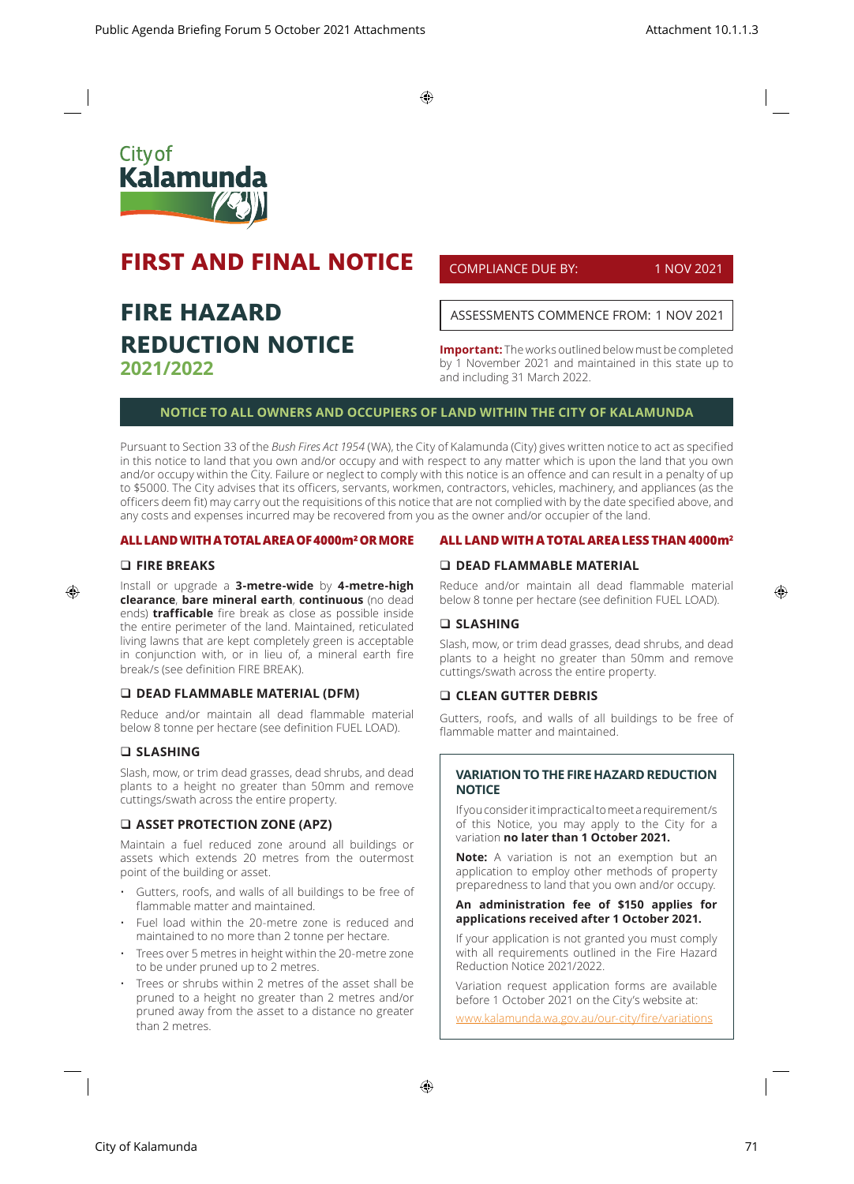City of Kalamunda

# FIRST AND FINAL NOTICE

# FIRE HAZARD REDUCTION NOTICE

## 2021/2022

COMPLIANCE DUE BY: 1 NOV 2021

ASSESSMENTS COMMENCE FROM: 1 NOV 2021

**Important:** The works outlined below must be completed by 1 November 2021 and maintained in this state up to and including 31 March 2022.

## NOTICE TO ALL OWNERS AND OCCUPIERS OF LAND WITHIN THE CITY OF KALAMUNDA

Pursuant to Section 33 of the *Bush Fires Act 1954* (WA), the City of Kalamunda (City) gives written notice to act as specified in this notice to land that you own and/or occupy and with respect to any matter which is upon the land that you own and/or occupy within the City. Failure or neglect to comply with this notice is an offence and can result in a penalty of up to $5000. The City advises that its officers, servants, workmen, contractors, vehicles, machinery, and appliances (as the officers deem fit) may carry out the requisitions of this notice that are not complied with by the date specified above, and any costs and expenses incurred may be recovered from you as the owner and/or occupier of the land.

### ALL LAND WITH A TOTAL AREA OF 4000m² OR MORE

#### ❑ FIRE BREAKS

Install or upgrade a **3-metre-wide** by **4-metre-high clearance**, **bare mineral earth**, **continuous** (no dead ends) **trafficable** fire break as close as possible inside the entire perimeter of the land. Maintained, reticulated living lawns that are kept completely green is acceptable in conjunction with, or in lieu of, a mineral earth fire break/s (see definition FIRE BREAK).

#### ❑ DEAD FLAMMABLE MATERIAL (DFM)

Reduce and/or maintain all dead flammable material below 8 tonne per hectare (see definition FUEL LOAD).

#### ❑ SLASHING

Slash, mow, or trim dead grasses, dead shrubs, and dead plants to a height no greater than 50mm and remove cuttings/swath across the entire property.

#### ❑ ASSET PROTECTION ZONE (APZ)

Maintain a fuel reduced zone around all buildings or assets which extends 20 metres from the outermost point of the building or asset.

- Gutters, roofs, and walls of all buildings to be free of flammable matter and maintained.
- Fuel load within the 20-metre zone is reduced and maintained to no more than 2 tonne per hectare.
- Trees over 5 metres in height within the 20-metre zone to be under pruned up to 2 metres.
- Trees or shrubs within 2 metres of the asset shall be pruned to a height no greater than 2 metres and/or pruned away from the asset to a distance no greater than 2 metres.

### ALL LAND WITH A TOTAL AREA LESS THAN 4000m²

#### ❑ DEAD FLAMMABLE MATERIAL

Reduce and/or maintain all dead flammable material below 8 tonne per hectare (see definition FUEL LOAD).

#### ❑ SLASHING

Slash, mow, or trim dead grasses, dead shrubs, and dead plants to a height no greater than 50mm and remove cuttings/swath across the entire property.

#### ❑ CLEAN GUTTER DEBRIS

Gutters, roofs, and walls of all buildings to be free of flammable matter and maintained.

### VARIATION TO THE FIRE HAZARD REDUCTION NOTICE

If you consider it impractical to meet a requirement/s of this Notice, you may apply to the City for a variation **no later than 1 October 2021.**

**Note:** A variation is not an exemption but an application to employ other methods of property preparedness to land that you own and/or occupy.

**An administration fee of $150 applies for applications received after 1 October 2021.**

If your application is not granted you must comply with all requirements outlined in the Fire Hazard Reduction Notice 2021/2022.

Variation request application forms are available before 1 October 2021 on the City's website at: www.kalamunda.wa.gov.au/our-city/fire/variations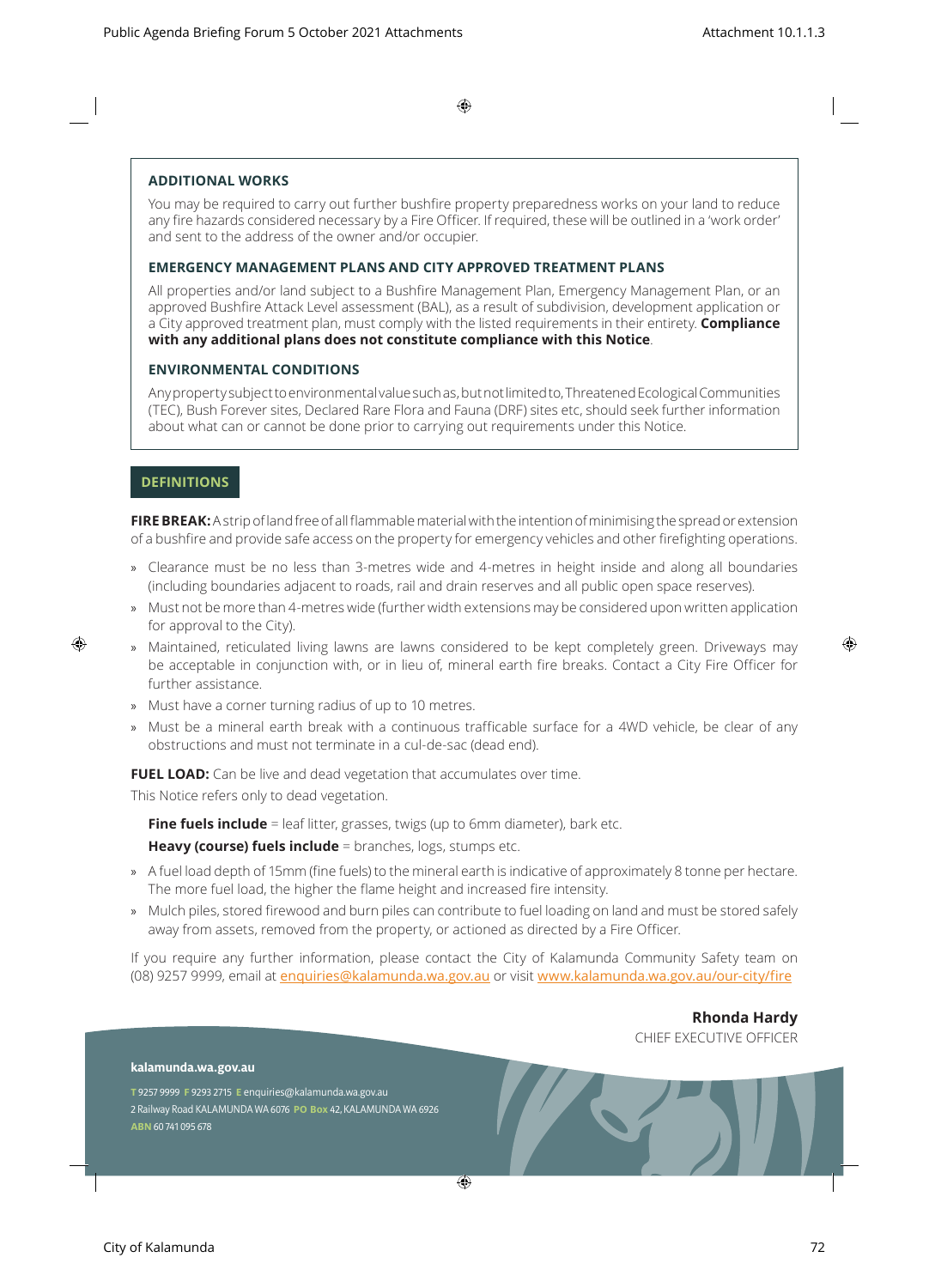### ADDITIONAL WORKS

You may be required to carry out further bushfire property preparedness works on your land to reduce any fire hazards considered necessary by a Fire Officer. If required, these will be outlined in a 'work order' and sent to the address of the owner and/or occupier.

### EMERGENCY MANAGEMENT PLANS AND CITY APPROVED TREATMENT PLANS

All properties and/or land subject to a Bushfire Management Plan, Emergency Management Plan, or an approved Bushfire Attack Level assessment (BAL), as a result of subdivision, development application or a City approved treatment plan, must comply with the listed requirements in their entirety. **Compliance with any additional plans does not constitute compliance with this Notice**.

### ENVIRONMENTAL CONDITIONS

Any property subject to environmental value such as, but not limited to, Threatened Ecological Communities (TEC), Bush Forever sites, Declared Rare Flora and Fauna (DRF) sites etc, should seek further information about what can or cannot be done prior to carrying out requirements under this Notice.

## DEFINITIONS

**FIRE BREAK:** A strip of land free of all flammable material with the intention of minimising the spread or extension of a bushfire and provide safe access on the property for emergency vehicles and other firefighting operations.

- Clearance must be no less than 3-metres wide and 4-metres in height inside and along all boundaries (including boundaries adjacent to roads, rail and drain reserves and all public open space reserves).
- Must not be more than 4-metres wide (further width extensions may be considered upon written application for approval to the City).
- Maintained, reticulated living lawns are lawns considered to be kept completely green. Driveways may be acceptable in conjunction with, or in lieu of, mineral earth fire breaks. Contact a City Fire Officer for further assistance.
- Must have a corner turning radius of up to 10 metres.
- Must be a mineral earth break with a continuous trafficable surface for a 4WD vehicle, be clear of any obstructions and must not terminate in a cul-de-sac (dead end).

**FUEL LOAD:** Can be live and dead vegetation that accumulates over time.

This Notice refers only to dead vegetation.

**Fine fuels include** = leaf litter, grasses, twigs (up to 6mm diameter), bark etc.

**Heavy (course) fuels include** = branches, logs, stumps etc.

- A fuel load depth of 15mm (fine fuels) to the mineral earth is indicative of approximately 8 tonne per hectare. The more fuel load, the higher the flame height and increased fire intensity.
- Mulch piles, stored firewood and burn piles can contribute to fuel loading on land and must be stored safely away from assets, removed from the property, or actioned as directed by a Fire Officer.

If you require any further information, please contact the City of Kalamunda Community Safety team on (08) 9257 9999, email at enquiries@kalamunda.wa.gov.au or visit www.kalamunda.wa.gov.au/our-city/fire

**Rhonda Hardy**
CHIEF EXECUTIVE OFFICER

**kalamunda.wa.gov.au**

**T** 9257 9999 **F** 9293 2715 **E** enquiries@kalamunda.wa.gov.au
2 Railway Road KALAMUNDA WA 6076 **PO Box** 42, KALAMUNDA WA 6926
**ABN** 60 741 095 678